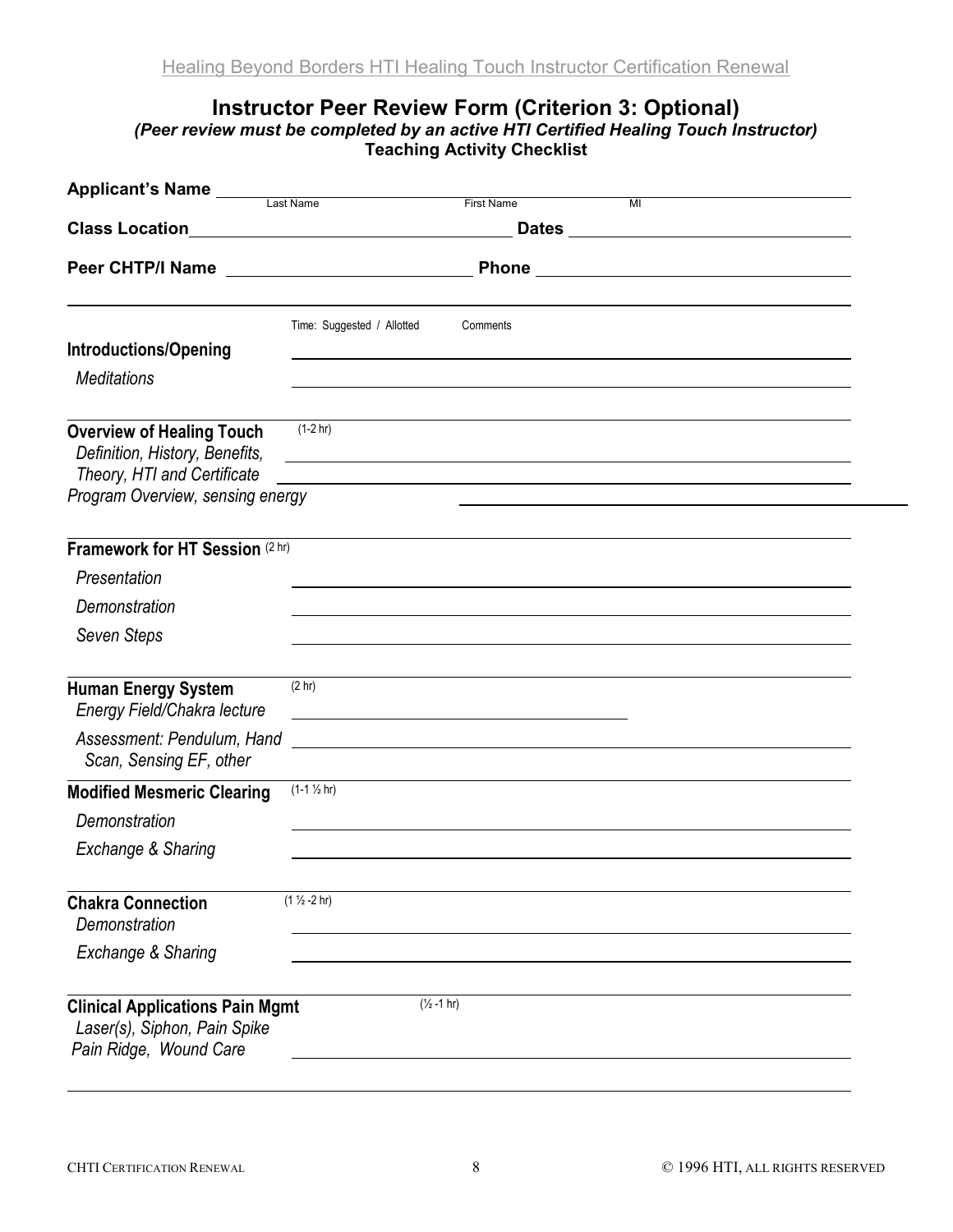Healing Beyond Borders HTI Healing Touch Instructor Certification Renewal

## Instructor Peer Review Form (Criterion 3: Optional)

***(Peer review must be completed by an active HTI Certified Healing Touch Instructor)***

**Teaching Activity Checklist**

**Applicant's Name** ______________________________
Last Name First Name MI

**Class Location** ______________________________ **Dates** ______________________________

**Peer CHTP/I Name** ______________________________ **Phone** ______________________________

| | Time: Suggested / Allotted | Comments |
|---|---|---|
| **Introductions/Opening** | | |
| *Meditations* | | |
| **Overview of Healing Touch** | (1-2 hr) | |
| *Definition, History, Benefits, Theory, HTI and Certificate Program Overview, sensing energy* | | |
| **Framework for HT Session** | (2 hr) | |
| *Presentation* | | |
| *Demonstration* | | |
| *Seven Steps* | | |
| **Human Energy System** | (2 hr) | |
| *Energy Field/Chakra lecture* | | |
| *Assessment: Pendulum, Hand Scan, Sensing EF, other* | | |
| **Modified Mesmeric Clearing** | (1-1 ½ hr) | |
| *Demonstration* | | |
| *Exchange & Sharing* | | |
| **Chakra Connection** | (1 ½ -2 hr) | |
| *Demonstration* | | |
| *Exchange & Sharing* | | |
| **Clinical Applications Pain Mgmt** | (½ -1 hr) | |
| *Laser(s), Siphon, Pain Spike Pain Ridge, Wound Care* | | |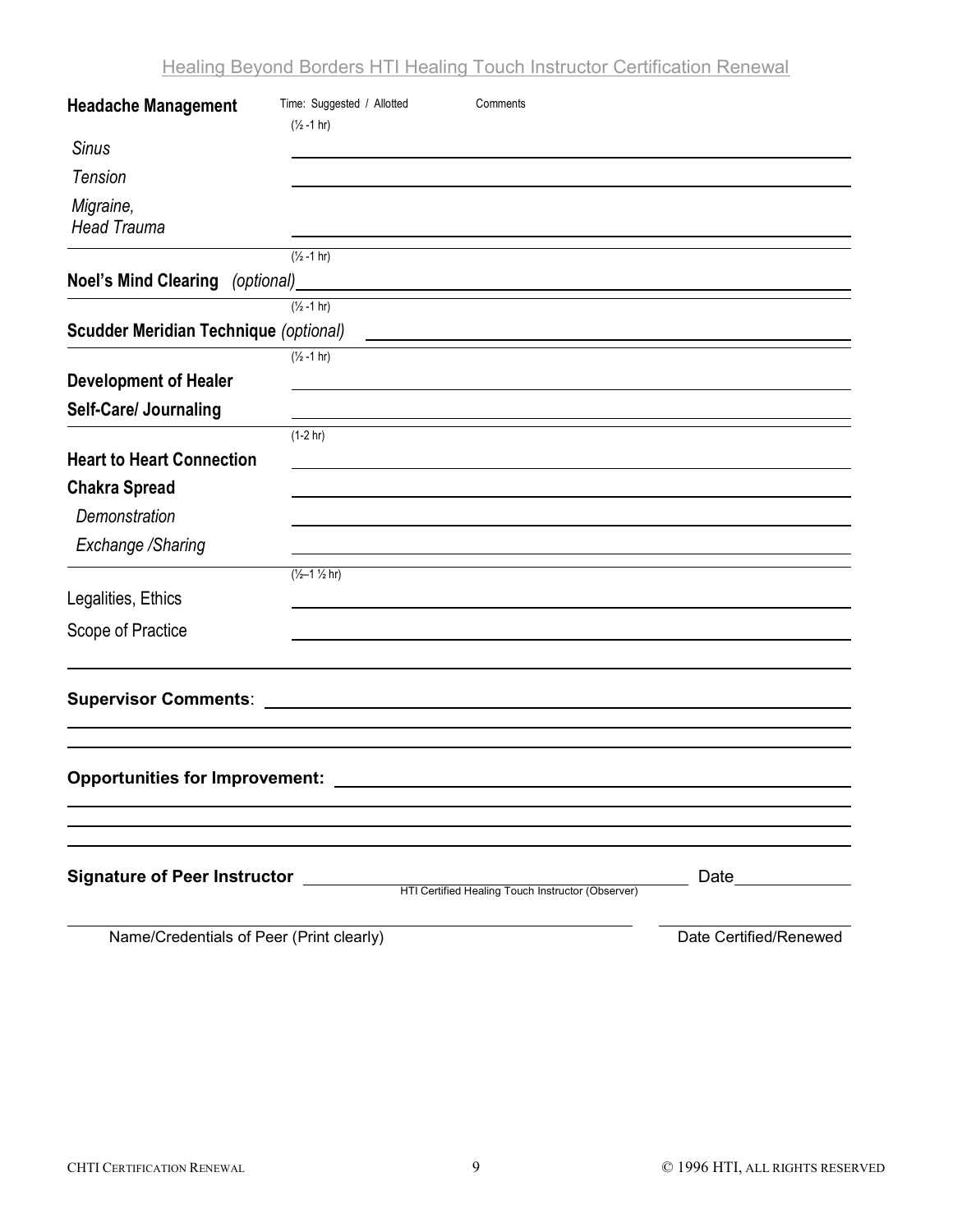**Headache Management** — Time: Suggested / Allotted (½ -1 hr) — Comments

*Sinus* \_\_\_\_\_\_\_\_\_\_\_\_\_\_\_\_\_\_\_\_\_\_\_\_\_\_\_\_\_\_\_\_

*Tension* \_\_\_\_\_\_\_\_\_\_\_\_\_\_\_\_\_\_\_\_\_\_\_\_\_\_\_\_\_\_\_\_

*Migraine,*
*Head Trauma* \_\_\_\_\_\_\_\_\_\_\_\_\_\_\_\_\_\_\_\_\_\_\_\_\_\_\_\_\_\_\_\_

(½ -1 hr)

**Noel's Mind Clearing** *(optional)* \_\_\_\_\_\_\_\_\_\_\_\_\_\_\_\_\_\_\_\_\_\_\_\_\_\_\_\_\_\_\_\_

(½ -1 hr)

**Scudder Meridian Technique** *(optional)* \_\_\_\_\_\_\_\_\_\_\_\_\_\_\_\_\_\_\_\_\_\_\_\_\_\_\_\_\_\_\_\_

(½ -1 hr)

**Development of Healer** \_\_\_\_\_\_\_\_\_\_\_\_\_\_\_\_\_\_\_\_\_\_\_\_\_\_\_\_\_\_\_\_

**Self-Care/ Journaling** \_\_\_\_\_\_\_\_\_\_\_\_\_\_\_\_\_\_\_\_\_\_\_\_\_\_\_\_\_\_\_\_

(1-2 hr)

**Heart to Heart Connection** \_\_\_\_\_\_\_\_\_\_\_\_\_\_\_\_\_\_\_\_\_\_\_\_\_\_\_\_\_\_\_\_

**Chakra Spread** \_\_\_\_\_\_\_\_\_\_\_\_\_\_\_\_\_\_\_\_\_\_\_\_\_\_\_\_\_\_\_\_

*Demonstration* \_\_\_\_\_\_\_\_\_\_\_\_\_\_\_\_\_\_\_\_\_\_\_\_\_\_\_\_\_\_\_\_

*Exchange /Sharing* \_\_\_\_\_\_\_\_\_\_\_\_\_\_\_\_\_\_\_\_\_\_\_\_\_\_\_\_\_\_\_\_

(½–1 ½ hr)

Legalities, Ethics \_\_\_\_\_\_\_\_\_\_\_\_\_\_\_\_\_\_\_\_\_\_\_\_\_\_\_\_\_\_\_\_

Scope of Practice \_\_\_\_\_\_\_\_\_\_\_\_\_\_\_\_\_\_\_\_\_\_\_\_\_\_\_\_\_\_\_\_

**Supervisor Comments**: \_\_\_\_\_\_\_\_\_\_\_\_\_\_\_\_\_\_\_\_\_\_\_\_\_\_\_\_\_\_\_\_

**Opportunities for Improvement:** \_\_\_\_\_\_\_\_\_\_\_\_\_\_\_\_\_\_\_\_\_\_\_\_\_\_\_\_\_\_\_\_

**Signature of Peer Instructor** \_\_\_\_\_\_\_\_\_\_\_\_\_\_\_\_\_\_\_\_\_\_\_\_\_\_\_\_\_\_\_\_ Date\_\_\_\_\_\_\_\_\_\_\_\_
HTI Certified Healing Touch Instructor (Observer)

\_\_\_\_\_\_\_\_\_\_\_\_\_\_\_\_\_\_\_\_\_\_\_\_\_\_\_\_\_\_\_\_ \_\_\_\_\_\_\_\_\_\_\_\_\_\_\_\_
Name/Credentials of Peer (Print clearly) — Date Certified/Renewed